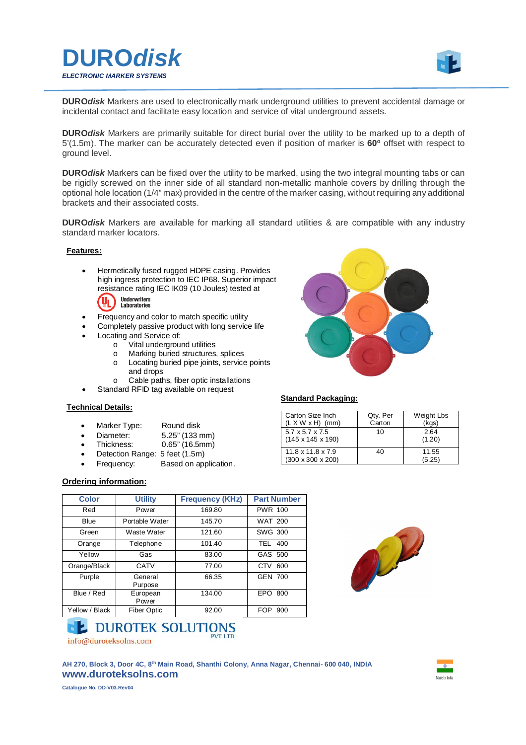# DUROdisk

***ELECTRONIC MARKER SYSTEMS***

**DURO*disk*** Markers are used to electronically mark underground utilities to prevent accidental damage or incidental contact and facilitate easy location and service of vital underground assets.

**DURO*disk*** Markers are primarily suitable for direct burial over the utility to be marked up to a depth of 5'(1.5m). The marker can be accurately detected even if position of marker is **60º** offset with respect to ground level.

**DURO*disk*** Markers can be fixed over the utility to be marked, using the two integral mounting tabs or can be rigidly screwed on the inner side of all standard non-metallic manhole covers by drilling through the optional hole location (1/4" max) provided in the centre of the marker casing, without requiring any additional brackets and their associated costs.

**DURO*disk*** Markers are available for marking all standard utilities & are compatible with any industry standard marker locators.

## Features:

- Hermetically fused rugged HDPE casing. Provides high ingress protection to IEC IP68. Superior impact resistance rating IEC IK09 (10 Joules) tested at Underwriters Laboratories
- Frequency and color to match specific utility
- Completely passive product with long service life
- Locating and Service of:
  - Vital underground utilities
  - Marking buried structures, splices
  - Locating buried pipe joints, service points and drops
  - Cable paths, fiber optic installations
- Standard RFID tag available on request

## Technical Details:

- Marker Type: Round disk
- Diameter: 5.25" (133 mm)
- Thickness: 0.65" (16.5mm)
- Detection Range: 5 feet (1.5m)
- Frequency: Based on application.

## Standard Packaging:

| Carton Size Inch (L X W x H) (mm) | Qty. Per Carton | Weight Lbs (kgs) |
|---|---|---|
| 5.7 x 5.7 x 7.5 (145 x 145 x 190) | 10 | 2.64 (1.20) |
| 11.8 x 11.8 x 7.9 (300 x 300 x 200) | 40 | 11.55 (5.25) |

## Ordering information:

| Color | Utility | Frequency (KHz) | Part Number |
|---|---|---|---|
| Red | Power | 169.80 | PWR 100 |
| Blue | Portable Water | 145.70 | WAT 200 |
| Green | Waste Water | 121.60 | SWG 300 |
| Orange | Telephone | 101.40 | TEL 400 |
| Yellow | Gas | 83.00 | GAS 500 |
| Orange/Black | CATV | 77.00 | CTV 600 |
| Purple | General Purpose | 66.35 | GEN 700 |
| Blue / Red | European Power | 134.00 | EPO 800 |
| Yellow / Black | Fiber Optic | 92.00 | FOP 900 |

DUROTEK SOLUTIONS PVT LTD

info@duroteksolns.com

**AH 270, Block 3, Door 4C, 8th Main Road, Shanthi Colony, Anna Nagar, Chennai- 600 040, INDIA**

**www.duroteksolns.com**

Made In India

**Catalogue No. DD-V03.Rev04**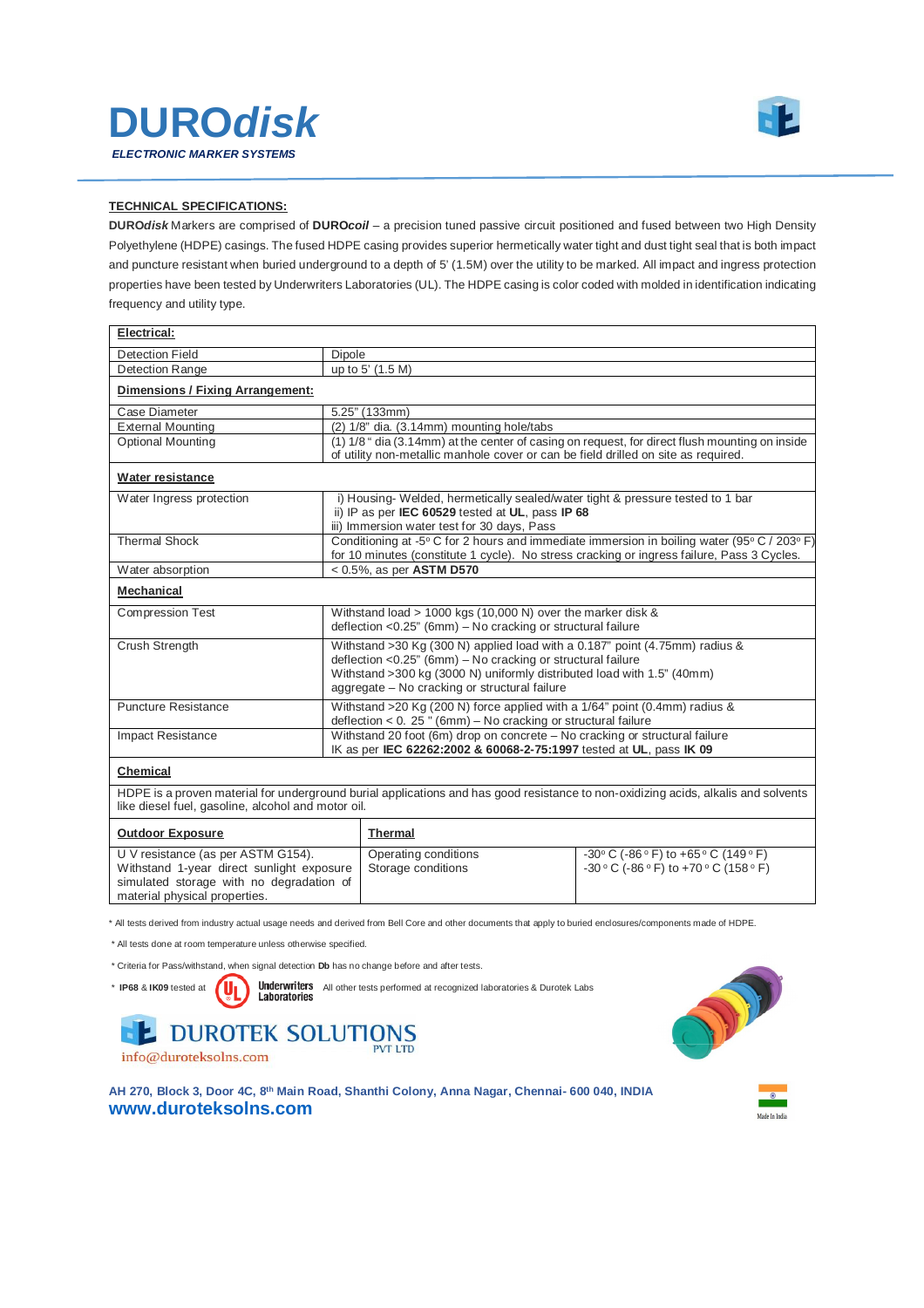# DURO*disk*

***ELECTRONIC MARKER SYSTEMS***

**TECHNICAL SPECIFICATIONS:**

**DURO*disk*** Markers are comprised of **DURO*coil*** – a precision tuned passive circuit positioned and fused between two High Density Polyethylene (HDPE) casings. The fused HDPE casing provides superior hermetically water tight and dust tight seal that is both impact and puncture resistant when buried underground to a depth of 5' (1.5M) over the utility to be marked. All impact and ingress protection properties have been tested by Underwriters Laboratories (UL). The HDPE casing is color coded with molded in identification indicating frequency and utility type.

| | | |
|---|---|---|
| **Electrical:** | | |
| Detection Field | Dipole | |
| Detection Range | up to 5' (1.5 M) | |
| **Dimensions / Fixing Arrangement:** | | |
| Case Diameter | 5.25" (133mm) | |
| External Mounting | (2) 1/8" dia. (3.14mm) mounting hole/tabs | |
| Optional Mounting | (1) 1/8 " dia (3.14mm) at the center of casing on request, for direct flush mounting on inside of utility non-metallic manhole cover or can be field drilled on site as required. | |
| **Water resistance** | | |
| Water Ingress protection | i) Housing- Welded, hermetically sealed/water tight & pressure tested to 1 bar<br>ii) IP as per **IEC 60529** tested at **UL**, pass **IP 68**<br>iii) Immersion water test for 30 days, Pass | |
| Thermal Shock | Conditioning at -5° C for 2 hours and immediate immersion in boiling water (95° C / 203° F) for 10 minutes (constitute 1 cycle). No stress cracking or ingress failure, Pass 3 Cycles. | |
| Water absorption | < 0.5%, as per **ASTM D570** | |
| **Mechanical** | | |
| Compression Test | Withstand load > 1000 kgs (10,000 N) over the marker disk & deflection <0.25" (6mm) – No cracking or structural failure | |
| Crush Strength | Withstand >30 Kg (300 N) applied load with a 0.187" point (4.75mm) radius & deflection <0.25" (6mm) – No cracking or structural failure<br>Withstand >300 kg (3000 N) uniformly distributed load with 1.5" (40mm) aggregate – No cracking or structural failure | |
| Puncture Resistance | Withstand >20 Kg (200 N) force applied with a 1/64" point (0.4mm) radius & deflection < 0. 25 " (6mm) – No cracking or structural failure | |
| Impact Resistance | Withstand 20 foot (6m) drop on concrete – No cracking or structural failure<br>IK as per **IEC 62262:2002 & 60068-2-75:1997** tested at **UL**, pass **IK 09** | |
| **Chemical** | | |
| HDPE is a proven material for underground burial applications and has good resistance to non-oxidizing acids, alkalis and solvents like diesel fuel, gasoline, alcohol and motor oil. | | |
| **Outdoor Exposure** | **Thermal** | |
| U V resistance (as per ASTM G154). Withstand 1-year direct sunlight exposure simulated storage with no degradation of material physical properties. | Operating conditions<br>Storage conditions | -30° C (-86 ° F) to +65 ° C (149 ° F)<br>-30 ° C (-86 ° F) to +70 ° C (158 ° F) |

\* All tests derived from industry actual usage needs and derived from Bell Core and other documents that apply to buried enclosures/components made of HDPE.

\* All tests done at room temperature unless otherwise specified.

\* Criteria for Pass/withstand, when signal detection **Db** has no change before and after tests.

\* **IP68** & **IK09** tested at Underwriters Laboratories All other tests performed at recognized laboratories & Durotek Labs

DUROTEK SOLUTIONS PVT LTD

info@duroteksolns.com

**AH 270, Block 3, Door 4C, 8th Main Road, Shanthi Colony, Anna Nagar, Chennai- 600 040, INDIA**

**www.duroteksolns.com**

Made In India